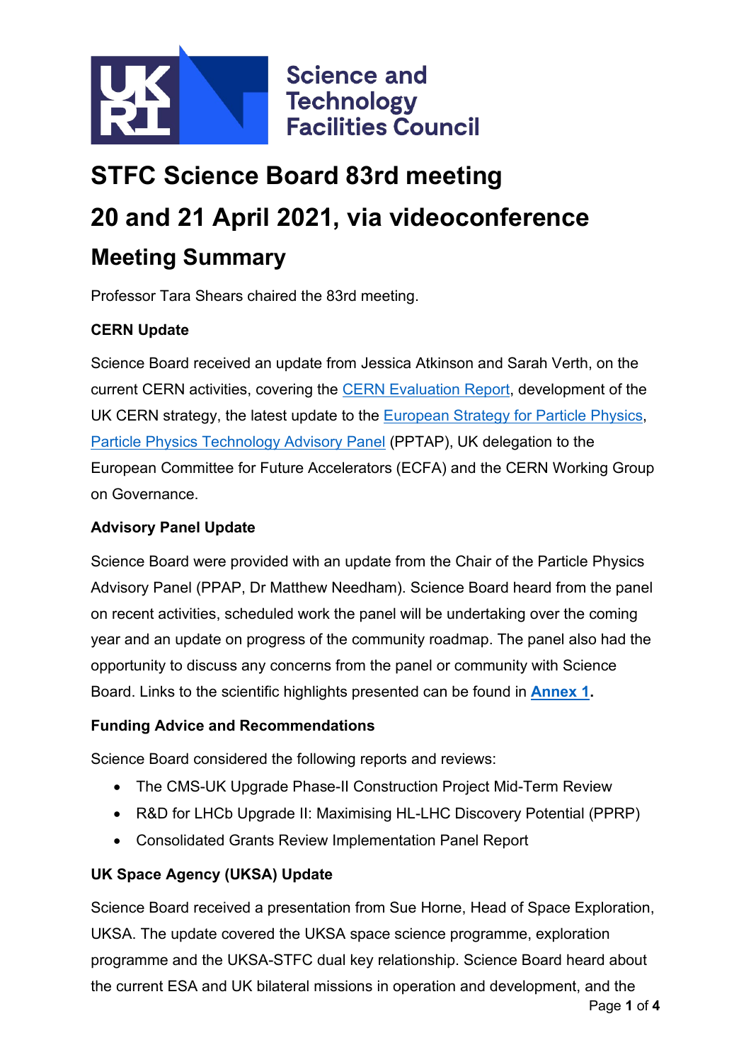Science and Technology Facilities Council

# STFC Science Board 83rd meeting

# 20 and 21 April 2021, via videoconference

## Meeting Summary

Professor Tara Shears chaired the 83rd meeting.

**CERN Update**

Science Board received an update from Jessica Atkinson and Sarah Verth, on the current CERN activities, covering the CERN Evaluation Report, development of the UK CERN strategy, the latest update to the European Strategy for Particle Physics, Particle Physics Technology Advisory Panel (PPTAP), UK delegation to the European Committee for Future Accelerators (ECFA) and the CERN Working Group on Governance.

**Advisory Panel Update**

Science Board were provided with an update from the Chair of the Particle Physics Advisory Panel (PPAP, Dr Matthew Needham). Science Board heard from the panel on recent activities, scheduled work the panel will be undertaking over the coming year and an update on progress of the community roadmap. The panel also had the opportunity to discuss any concerns from the panel or community with Science Board. Links to the scientific highlights presented can be found in **Annex 1.**

**Funding Advice and Recommendations**

Science Board considered the following reports and reviews:

- The CMS-UK Upgrade Phase-II Construction Project Mid-Term Review
- R&D for LHCb Upgrade II: Maximising HL-LHC Discovery Potential (PPRP)
- Consolidated Grants Review Implementation Panel Report

**UK Space Agency (UKSA) Update**

Science Board received a presentation from Sue Horne, Head of Space Exploration, UKSA. The update covered the UKSA space science programme, exploration programme and the UKSA-STFC dual key relationship. Science Board heard about the current ESA and UK bilateral missions in operation and development, and the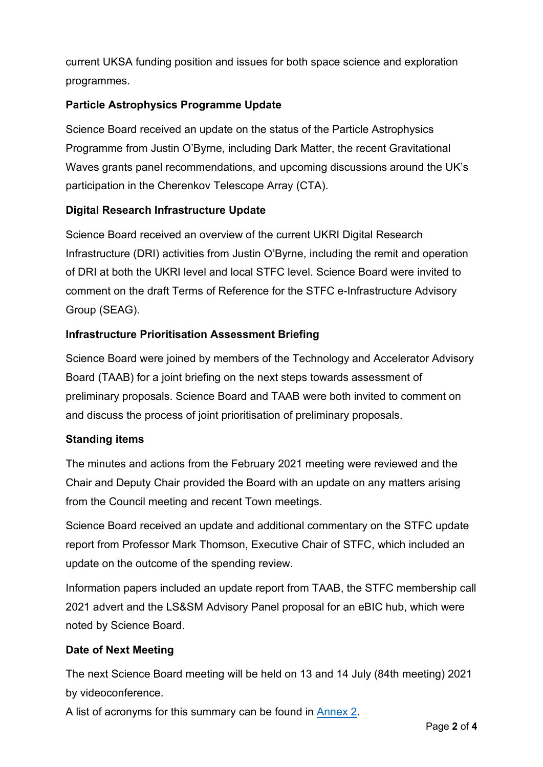current UKSA funding position and issues for both space science and exploration programmes.

**Particle Astrophysics Programme Update**

Science Board received an update on the status of the Particle Astrophysics Programme from Justin O'Byrne, including Dark Matter, the recent Gravitational Waves grants panel recommendations, and upcoming discussions around the UK's participation in the Cherenkov Telescope Array (CTA).

**Digital Research Infrastructure Update**

Science Board received an overview of the current UKRI Digital Research Infrastructure (DRI) activities from Justin O'Byrne, including the remit and operation of DRI at both the UKRI level and local STFC level. Science Board were invited to comment on the draft Terms of Reference for the STFC e-Infrastructure Advisory Group (SEAG).

**Infrastructure Prioritisation Assessment Briefing**

Science Board were joined by members of the Technology and Accelerator Advisory Board (TAAB) for a joint briefing on the next steps towards assessment of preliminary proposals. Science Board and TAAB were both invited to comment on and discuss the process of joint prioritisation of preliminary proposals.

**Standing items**

The minutes and actions from the February 2021 meeting were reviewed and the Chair and Deputy Chair provided the Board with an update on any matters arising from the Council meeting and recent Town meetings.

Science Board received an update and additional commentary on the STFC update report from Professor Mark Thomson, Executive Chair of STFC, which included an update on the outcome of the spending review.

Information papers included an update report from TAAB, the STFC membership call 2021 advert and the LS&SM Advisory Panel proposal for an eBIC hub, which were noted by Science Board.

**Date of Next Meeting**

The next Science Board meeting will be held on 13 and 14 July (84th meeting) 2021 by videoconference.

A list of acronyms for this summary can be found in [Annex 2](#).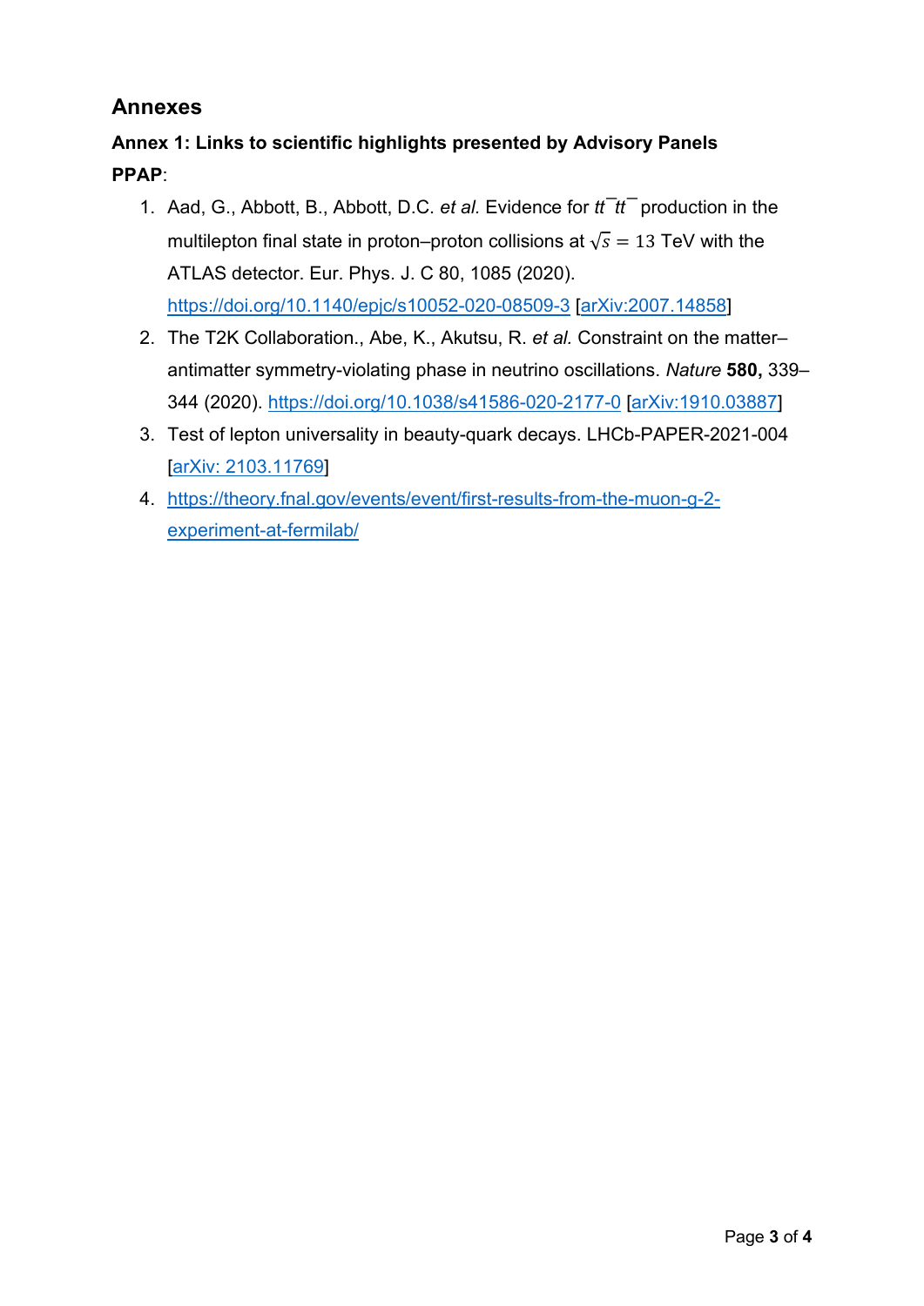## Annexes

### Annex 1: Links to scientific highlights presented by Advisory Panels

**PPAP**:

1. Aad, G., Abbott, B., Abbott, D.C. *et al.* Evidence for $t\bar{t}t\bar{t}$ production in the multilepton final state in proton–proton collisions at $\sqrt{s} = 13$ TeV with the ATLAS detector. Eur. Phys. J. C 80, 1085 (2020). https://doi.org/10.1140/epjc/s10052-020-08509-3 [arXiv:2007.14858]
2. The T2K Collaboration., Abe, K., Akutsu, R. *et al.* Constraint on the matter–antimatter symmetry-violating phase in neutrino oscillations. *Nature* **580,** 339–344 (2020). https://doi.org/10.1038/s41586-020-2177-0 [arXiv:1910.03887]
3. Test of lepton universality in beauty-quark decays. LHCb-PAPER-2021-004 [arXiv: 2103.11769]
4. https://theory.fnal.gov/events/event/first-results-from-the-muon-g-2-experiment-at-fermilab/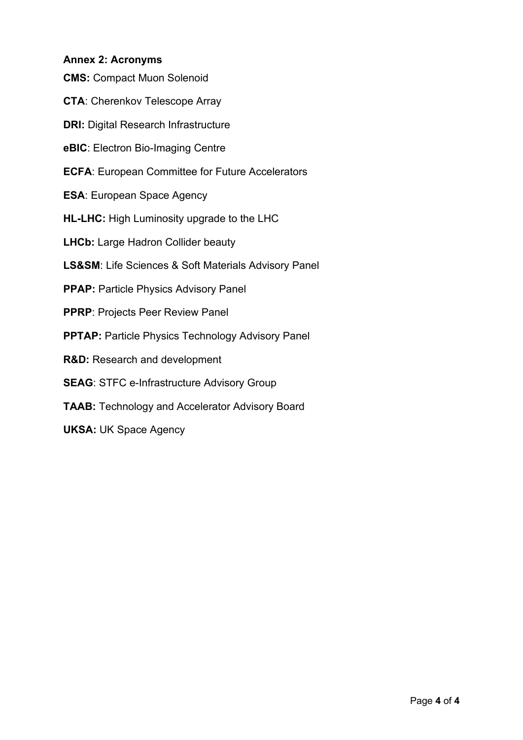**Annex 2: Acronyms**

**CMS:** Compact Muon Solenoid

**CTA**: Cherenkov Telescope Array

**DRI:** Digital Research Infrastructure

**eBIC**: Electron Bio-Imaging Centre

**ECFA**: European Committee for Future Accelerators

**ESA**: European Space Agency

**HL-LHC:** High Luminosity upgrade to the LHC

**LHCb:** Large Hadron Collider beauty

**LS&SM**: Life Sciences & Soft Materials Advisory Panel

**PPAP:** Particle Physics Advisory Panel

**PPRP**: Projects Peer Review Panel

**PPTAP:** Particle Physics Technology Advisory Panel

**R&D:** Research and development

**SEAG**: STFC e-Infrastructure Advisory Group

**TAAB:** Technology and Accelerator Advisory Board

**UKSA:** UK Space Agency